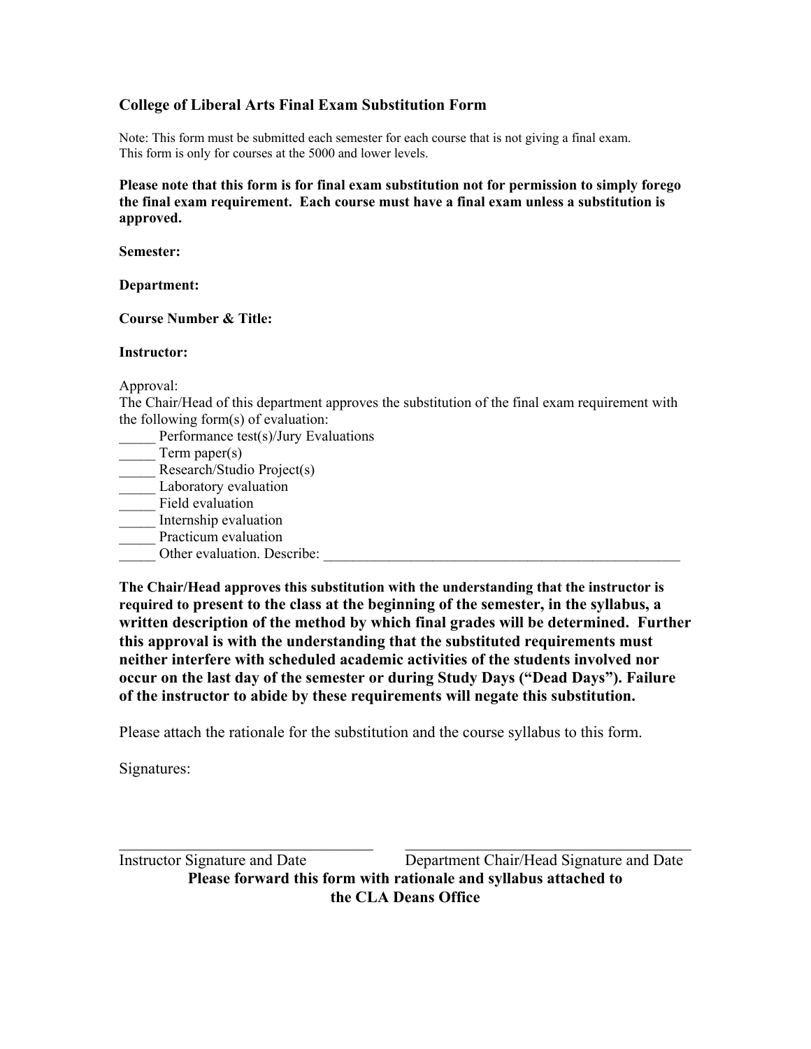## College of Liberal Arts Final Exam Substitution Form

Note: This form must be submitted each semester for each course that is not giving a final exam.
This form is only for courses at the 5000 and lower levels.

**Please note that this form is for final exam substitution not for permission to simply forego the final exam requirement. Each course must have a final exam unless a substitution is approved.**

**Semester:**

**Department:**

**Course Number & Title:**

**Instructor:**

Approval:
The Chair/Head of this department approves the substitution of the final exam requirement with the following form(s) of evaluation:

_____ Performance test(s)/Jury Evaluations
_____ Term paper(s)
_____ Research/Studio Project(s)
_____ Laboratory evaluation
_____ Field evaluation
_____ Internship evaluation
_____ Practicum evaluation
_____ Other evaluation. Describe: ___________________________________________________

**The Chair/Head approves this substitution with the understanding that the instructor is required to present to the class at the beginning of the semester, in the syllabus, a written description of the method by which final grades will be determined. Further this approval is with the understanding that the substituted requirements must neither interfere with scheduled academic activities of the students involved nor occur on the last day of the semester or during Study Days ("Dead Days"). Failure of the instructor to abide by these requirements will negate this substitution.**

Please attach the rationale for the substitution and the course syllabus to this form.

Signatures:

_________________________________ _________________________________
Instructor Signature and Date Department Chair/Head Signature and Date

**Please forward this form with rationale and syllabus attached to the CLA Deans Office**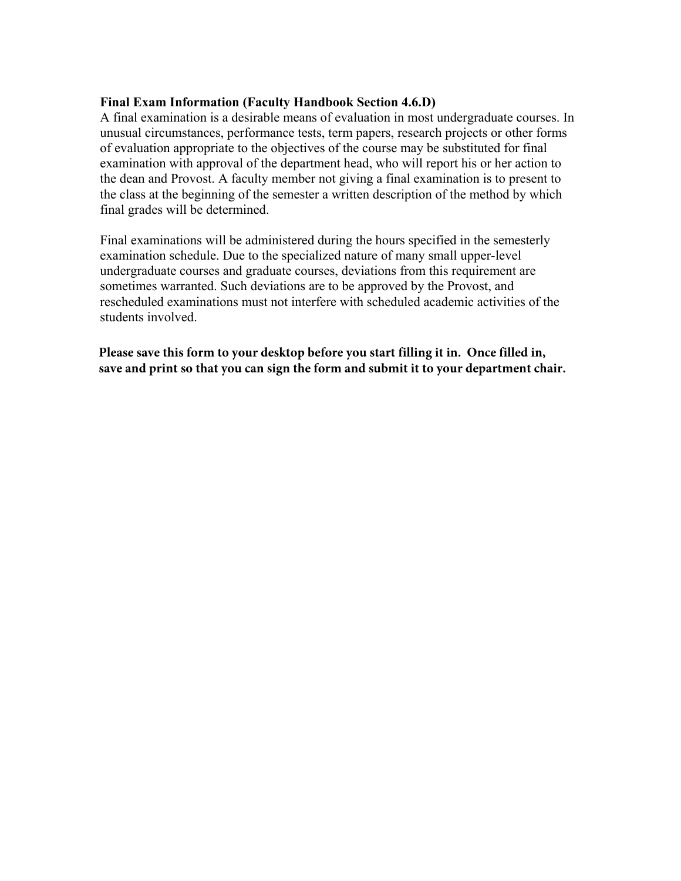**Final Exam Information (Faculty Handbook Section 4.6.D)**
A final examination is a desirable means of evaluation in most undergraduate courses. In unusual circumstances, performance tests, term papers, research projects or other forms of evaluation appropriate to the objectives of the course may be substituted for final examination with approval of the department head, who will report his or her action to the dean and Provost. A faculty member not giving a final examination is to present to the class at the beginning of the semester a written description of the method by which final grades will be determined.

Final examinations will be administered during the hours specified in the semesterly examination schedule. Due to the specialized nature of many small upper-level undergraduate courses and graduate courses, deviations from this requirement are sometimes warranted. Such deviations are to be approved by the Provost, and rescheduled examinations must not interfere with scheduled academic activities of the students involved.

**Please save this form to your desktop before you start filling it in. Once filled in, save and print so that you can sign the form and submit it to your department chair.**